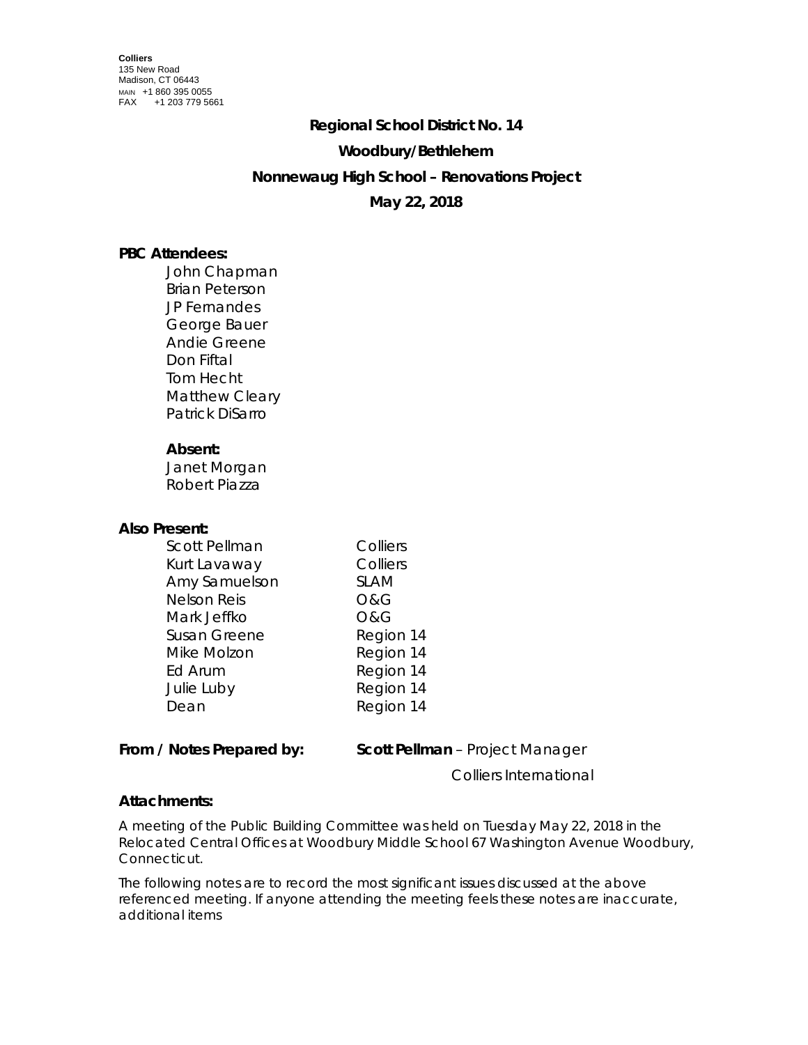**Colliers**
135 New Road
Madison, CT 06443
MAIN +1 860 395 0055
FAX +1 203 779 5661

# Regional School District No. 14

## Woodbury/Bethlehem

## Nonnewaug High School – Renovations Project

## May 22, 2018

**PBC Attendees:**

John Chapman
Brian Peterson
JP Fernandes
George Bauer
Andie Greene
Don Fiftal
Tom Hecht
Matthew Cleary
Patrick DiSarro

**Absent:**

Janet Morgan
Robert Piazza

**Also Present:**

| | |
|---|---|
| Scott Pellman | Colliers |
| Kurt Lavaway | Colliers |
| Amy Samuelson | SLAM |
| Nelson Reis | O&G |
| Mark Jeffko | O&G |
| Susan Greene | Region 14 |
| Mike Molzon | Region 14 |
| Ed Arum | Region 14 |
| Julie Luby | Region 14 |
| Dean | Region 14 |

**From / Notes Prepared by:** **Scott Pellman** – Project Manager
Colliers International

**Attachments:**

A meeting of the Public Building Committee was held on Tuesday May 22, 2018 in the Relocated Central Offices at Woodbury Middle School 67 Washington Avenue Woodbury, Connecticut.

The following notes are to record the most significant issues discussed at the above referenced meeting. If anyone attending the meeting feels these notes are inaccurate, additional items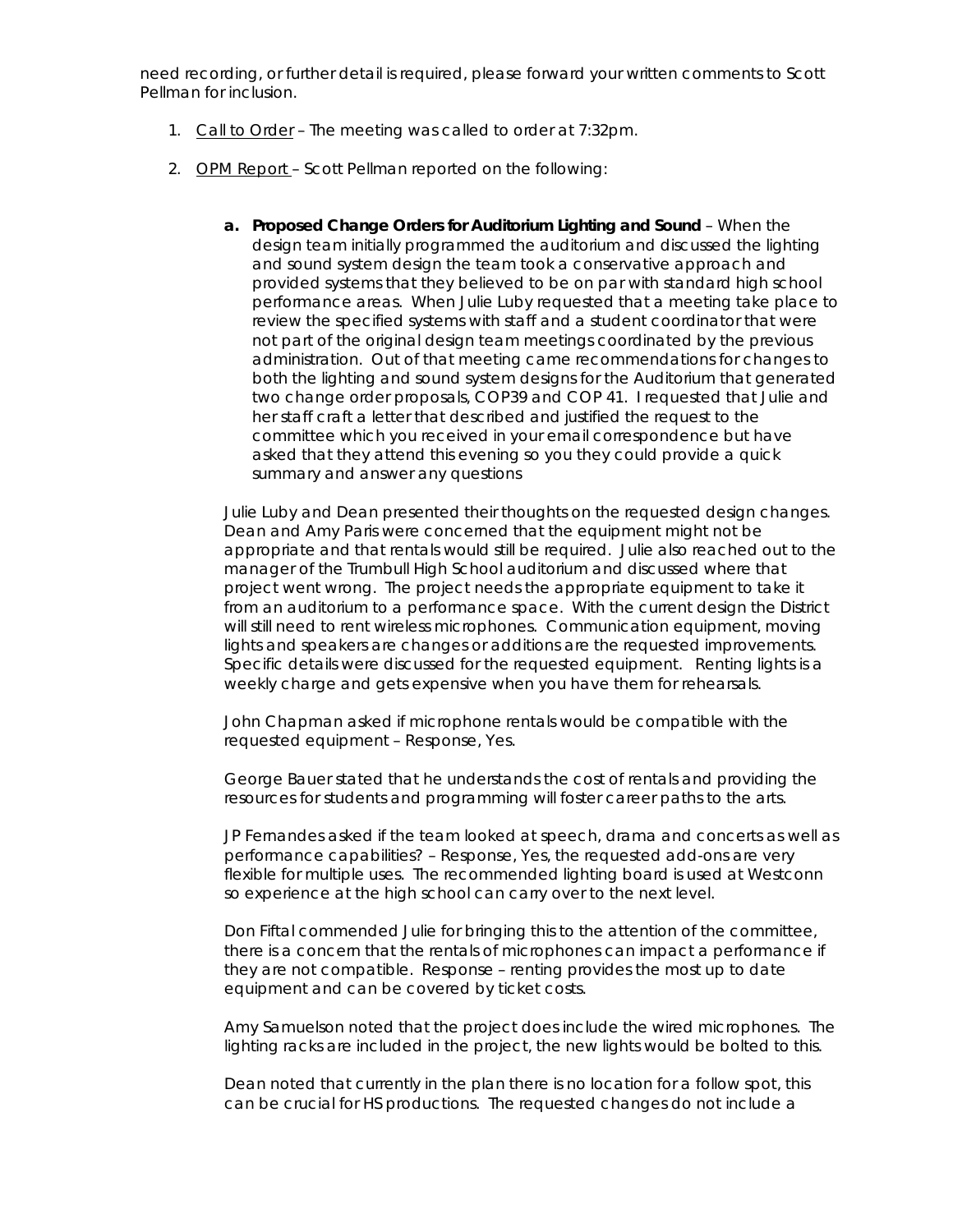need recording, or further detail is required, please forward your written comments to Scott Pellman for inclusion.

1. Call to Order – The meeting was called to order at 7:32pm.

2. OPM Report – Scott Pellman reported on the following:

   a. **Proposed Change Orders for Auditorium Lighting and Sound** – When the design team initially programmed the auditorium and discussed the lighting and sound system design the team took a conservative approach and provided systems that they believed to be on par with standard high school performance areas. When Julie Luby requested that a meeting take place to review the specified systems with staff and a student coordinator that were not part of the original design team meetings coordinated by the previous administration. Out of that meeting came recommendations for changes to both the lighting and sound system designs for the Auditorium that generated two change order proposals, COP39 and COP 41. I requested that Julie and her staff craft a letter that described and justified the request to the committee which you received in your email correspondence but have asked that they attend this evening so you they could provide a quick summary and answer any questions

   Julie Luby and Dean presented their thoughts on the requested design changes. Dean and Amy Paris were concerned that the equipment might not be appropriate and that rentals would still be required. Julie also reached out to the manager of the Trumbull High School auditorium and discussed where that project went wrong. The project needs the appropriate equipment to take it from an auditorium to a performance space. With the current design the District will still need to rent wireless microphones. Communication equipment, moving lights and speakers are changes or additions are the requested improvements. Specific details were discussed for the requested equipment. Renting lights is a weekly charge and gets expensive when you have them for rehearsals.

   John Chapman asked if microphone rentals would be compatible with the requested equipment – Response, Yes.

   George Bauer stated that he understands the cost of rentals and providing the resources for students and programming will foster career paths to the arts.

   JP Fernandes asked if the team looked at speech, drama and concerts as well as performance capabilities? – Response, Yes, the requested add-ons are very flexible for multiple uses. The recommended lighting board is used at Westconn so experience at the high school can carry over to the next level.

   Don Fiftal commended Julie for bringing this to the attention of the committee, there is a concern that the rentals of microphones can impact a performance if they are not compatible. Response – renting provides the most up to date equipment and can be covered by ticket costs.

   Amy Samuelson noted that the project does include the wired microphones. The lighting racks are included in the project, the new lights would be bolted to this.

   Dean noted that currently in the plan there is no location for a follow spot, this can be crucial for HS productions. The requested changes do not include a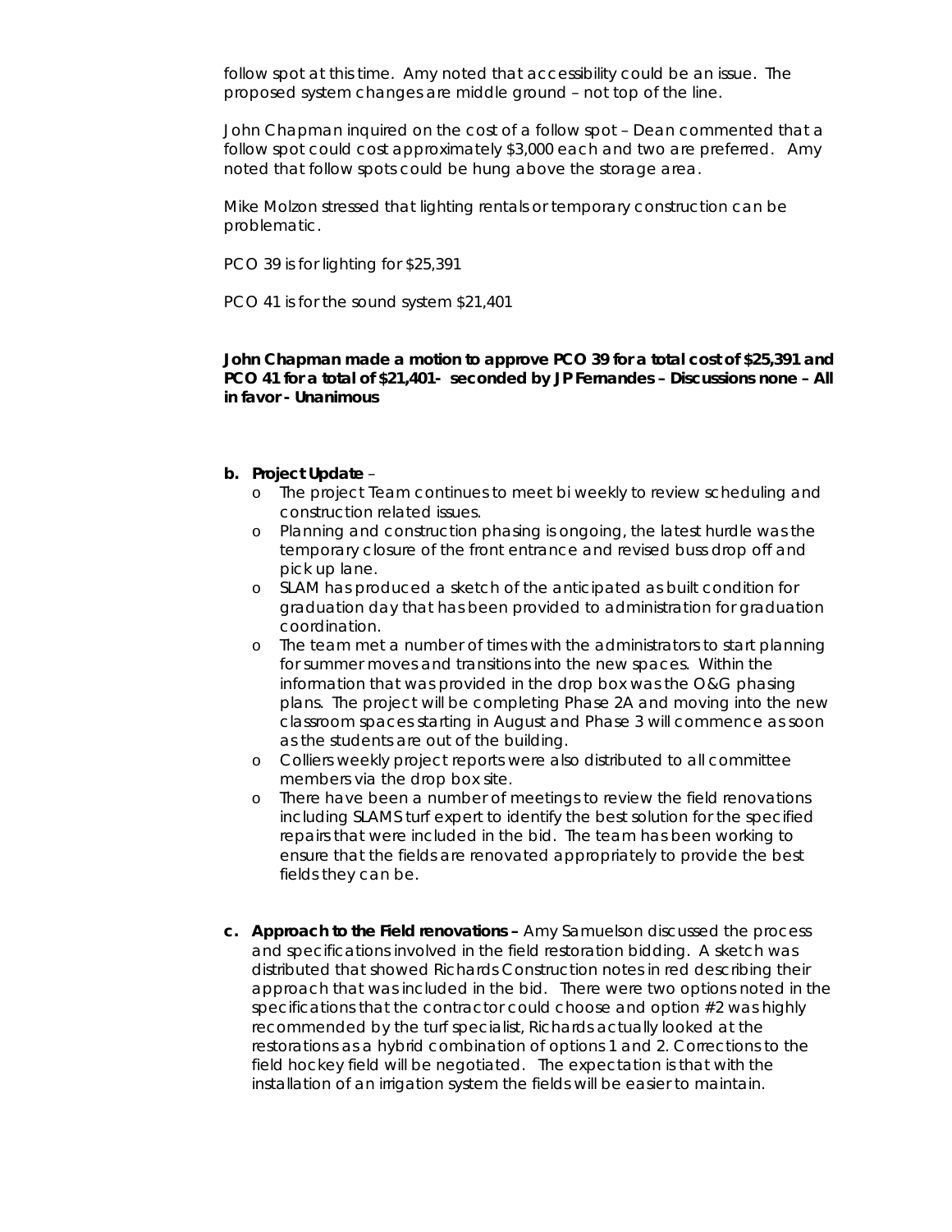follow spot at this time. Amy noted that accessibility could be an issue. The proposed system changes are middle ground – not top of the line.

John Chapman inquired on the cost of a follow spot – Dean commented that a follow spot could cost approximately $3,000 each and two are preferred. Amy noted that follow spots could be hung above the storage area.

Mike Molzon stressed that lighting rentals or temporary construction can be problematic.

PCO 39 is for lighting for $25,391

PCO 41 is for the sound system $21,401

**John Chapman made a motion to approve PCO 39 for a total cost of $25,391 and PCO 41 for a total of $21,401- seconded by JP Fernandes – Discussions none – All in favor - Unanimous**

**b. Project Update** –

- The project Team continues to meet bi weekly to review scheduling and construction related issues.
- Planning and construction phasing is ongoing, the latest hurdle was the temporary closure of the front entrance and revised buss drop off and pick up lane.
- SLAM has produced a sketch of the anticipated as built condition for graduation day that has been provided to administration for graduation coordination.
- The team met a number of times with the administrators to start planning for summer moves and transitions into the new spaces. Within the information that was provided in the drop box was the O&G phasing plans. The project will be completing Phase 2A and moving into the new classroom spaces starting in August and Phase 3 will commence as soon as the students are out of the building.
- Colliers weekly project reports were also distributed to all committee members via the drop box site.
- There have been a number of meetings to review the field renovations including SLAMS turf expert to identify the best solution for the specified repairs that were included in the bid. The team has been working to ensure that the fields are renovated appropriately to provide the best fields they can be.

**c. Approach to the Field renovations –** Amy Samuelson discussed the process and specifications involved in the field restoration bidding. A sketch was distributed that showed Richards Construction notes in red describing their approach that was included in the bid. There were two options noted in the specifications that the contractor could choose and option #2 was highly recommended by the turf specialist, Richards actually looked at the restorations as a hybrid combination of options 1 and 2. Corrections to the field hockey field will be negotiated. The expectation is that with the installation of an irrigation system the fields will be easier to maintain.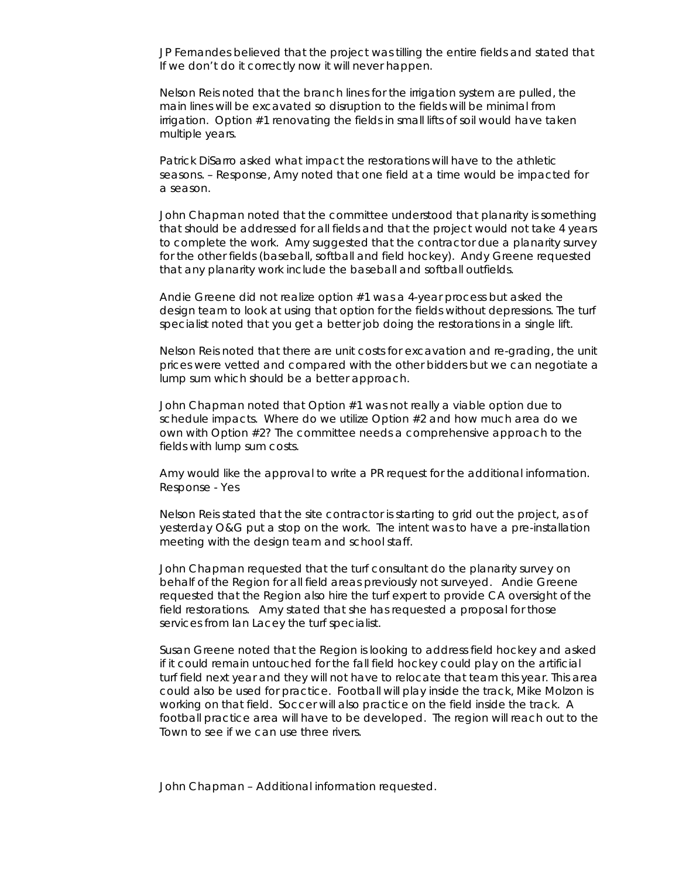JP Fernandes believed that the project was tilling the entire fields and stated that If we don't do it correctly now it will never happen.

Nelson Reis noted that the branch lines for the irrigation system are pulled, the main lines will be excavated so disruption to the fields will be minimal from irrigation. Option #1 renovating the fields in small lifts of soil would have taken multiple years.

Patrick DiSarro asked what impact the restorations will have to the athletic seasons. – Response, Amy noted that one field at a time would be impacted for a season.

John Chapman noted that the committee understood that planarity is something that should be addressed for all fields and that the project would not take 4 years to complete the work. Amy suggested that the contractor due a planarity survey for the other fields (baseball, softball and field hockey). Andy Greene requested that any planarity work include the baseball and softball outfields.

Andie Greene did not realize option #1 was a 4-year process but asked the design team to look at using that option for the fields without depressions. The turf specialist noted that you get a better job doing the restorations in a single lift.

Nelson Reis noted that there are unit costs for excavation and re-grading, the unit prices were vetted and compared with the other bidders but we can negotiate a lump sum which should be a better approach.

John Chapman noted that Option #1 was not really a viable option due to schedule impacts. Where do we utilize Option #2 and how much area do we own with Option #2? The committee needs a comprehensive approach to the fields with lump sum costs.

Amy would like the approval to write a PR request for the additional information. Response - Yes

Nelson Reis stated that the site contractor is starting to grid out the project, as of yesterday O&G put a stop on the work. The intent was to have a pre-installation meeting with the design team and school staff.

John Chapman requested that the turf consultant do the planarity survey on behalf of the Region for all field areas previously not surveyed. Andie Greene requested that the Region also hire the turf expert to provide CA oversight of the field restorations. Amy stated that she has requested a proposal for those services from Ian Lacey the turf specialist.

Susan Greene noted that the Region is looking to address field hockey and asked if it could remain untouched for the fall field hockey could play on the artificial turf field next year and they will not have to relocate that team this year. This area could also be used for practice. Football will play inside the track, Mike Molzon is working on that field. Soccer will also practice on the field inside the track. A football practice area will have to be developed. The region will reach out to the Town to see if we can use three rivers.

John Chapman – Additional information requested.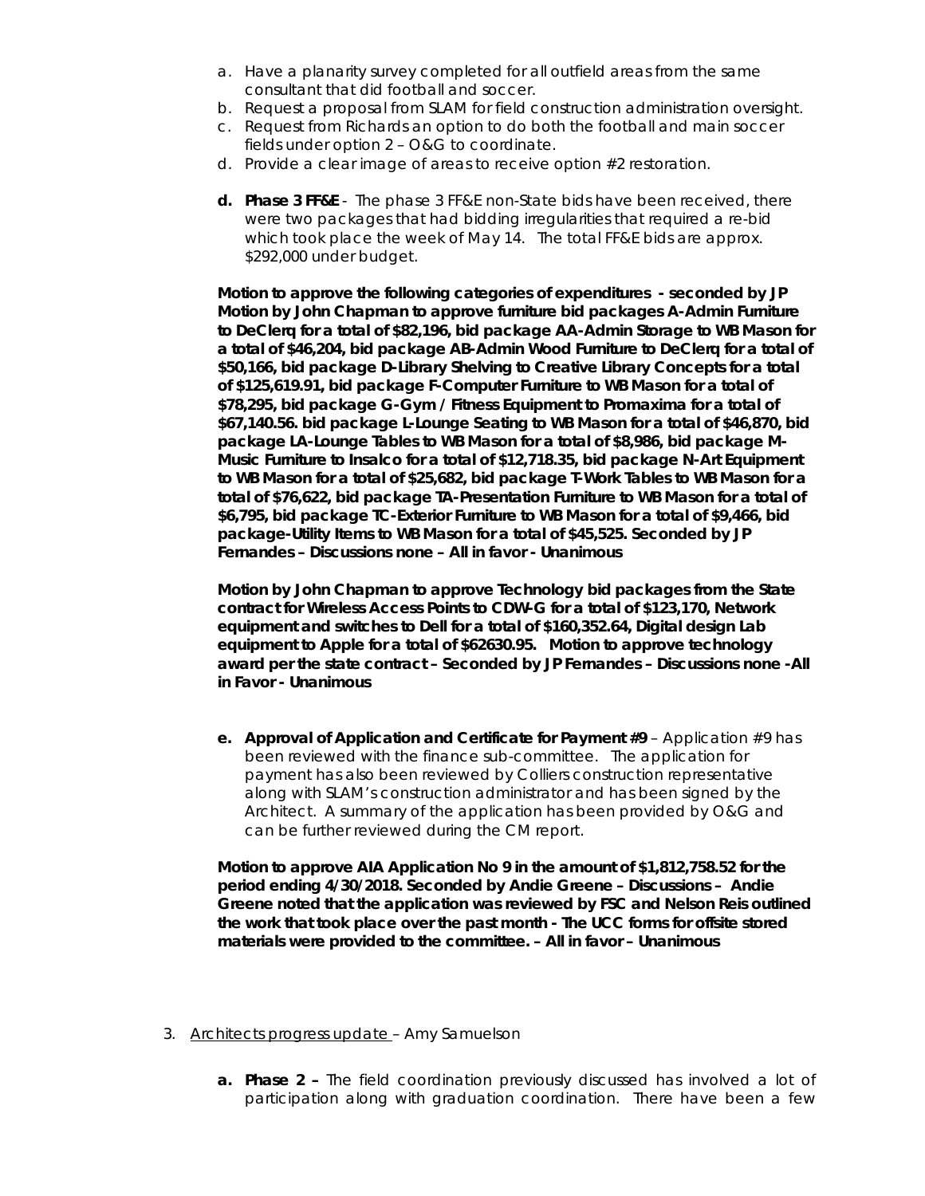a. Have a planarity survey completed for all outfield areas from the same consultant that did football and soccer.
b. Request a proposal from SLAM for field construction administration oversight.
c. Request from Richards an option to do both the football and main soccer fields under option 2 – O&G to coordinate.
d. Provide a clear image of areas to receive option #2 restoration.

**d. Phase 3 FF&E** - The phase 3 FF&E non-State bids have been received, there were two packages that had bidding irregularities that required a re-bid which took place the week of May 14. The total FF&E bids are approx. $292,000 under budget.

**Motion to approve the following categories of expenditures - seconded by JP Motion by John Chapman to approve furniture bid packages A-Admin Furniture to DeClerq for a total of $82,196, bid package AA-Admin Storage to WB Mason for a total of $46,204, bid package AB-Admin Wood Furniture to DeClerq for a total of $50,166, bid package D-Library Shelving to Creative Library Concepts for a total of $125,619.91, bid package F-Computer Furniture to WB Mason for a total of $78,295, bid package G-Gym / Fitness Equipment to Promaxima for a total of $67,140.56. bid package L-Lounge Seating to WB Mason for a total of $46,870, bid package LA-Lounge Tables to WB Mason for a total of $8,986, bid package M-Music Furniture to Insalco for a total of $12,718.35, bid package N-Art Equipment to WB Mason for a total of $25,682, bid package T-Work Tables to WB Mason for a total of $76,622, bid package TA-Presentation Furniture to WB Mason for a total of $6,795, bid package TC-Exterior Furniture to WB Mason for a total of $9,466, bid package-Utility Items to WB Mason for a total of $45,525. Seconded by JP Fernandes – Discussions none – All in favor - Unanimous**

**Motion by John Chapman to approve Technology bid packages from the State contract for Wireless Access Points to CDW-G for a total of $123,170, Network equipment and switches to Dell for a total of $160,352.64, Digital design Lab equipment to Apple for a total of $62630.95. Motion to approve technology award per the state contract – Seconded by JP Fernandes – Discussions none -All in Favor - Unanimous**

**e. Approval of Application and Certificate for Payment #9** – Application #9 has been reviewed with the finance sub-committee. The application for payment has also been reviewed by Colliers construction representative along with SLAM's construction administrator and has been signed by the Architect. A summary of the application has been provided by O&G and can be further reviewed during the CM report.

**Motion to approve AIA Application No 9 in the amount of $1,812,758.52 for the period ending 4/30/2018. Seconded by Andie Greene – Discussions – Andie Greene noted that the application was reviewed by FSC and Nelson Reis outlined the work that took place over the past month - The UCC forms for offsite stored materials were provided to the committee. – All in favor – Unanimous**

3. Architects progress update – Amy Samuelson

   **a. Phase 2 –** The field coordination previously discussed has involved a lot of participation along with graduation coordination. There have been a few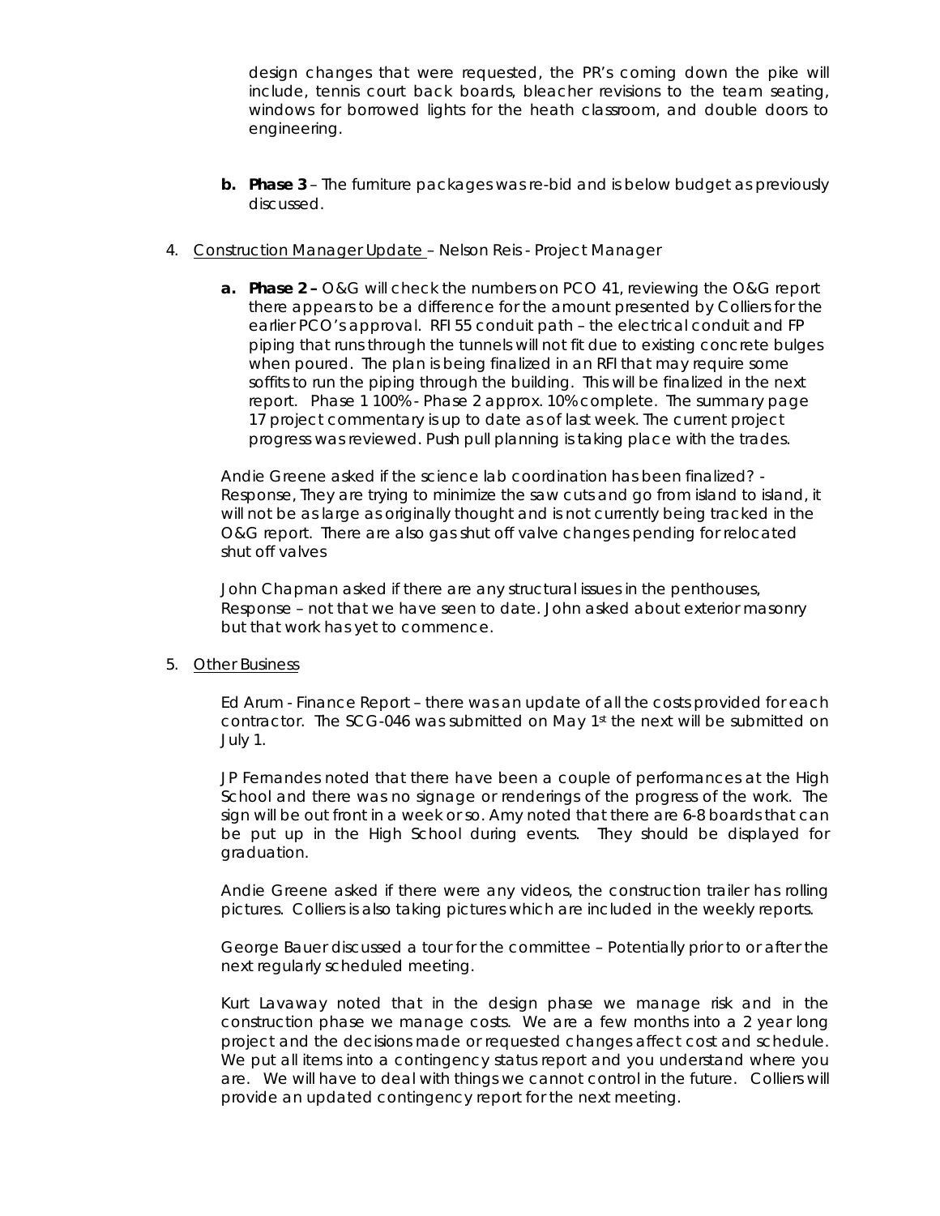design changes that were requested, the PR's coming down the pike will include, tennis court back boards, bleacher revisions to the team seating, windows for borrowed lights for the heath classroom, and double doors to engineering.

**b. Phase 3** – The furniture packages was re-bid and is below budget as previously discussed.

4. Construction Manager Update – Nelson Reis - Project Manager

   **a. Phase 2 –** O&G will check the numbers on PCO 41, reviewing the O&G report there appears to be a difference for the amount presented by Colliers for the earlier PCO's approval. RFI 55 conduit path – the electrical conduit and FP piping that runs through the tunnels will not fit due to existing concrete bulges when poured. The plan is being finalized in an RFI that may require some soffits to run the piping through the building. This will be finalized in the next report. Phase 1 100% - Phase 2 approx. 10% complete. The summary page 17 project commentary is up to date as of last week. The current project progress was reviewed. Push pull planning is taking place with the trades.

   Andie Greene asked if the science lab coordination has been finalized? - Response, They are trying to minimize the saw cuts and go from island to island, it will not be as large as originally thought and is not currently being tracked in the O&G report. There are also gas shut off valve changes pending for relocated shut off valves

   John Chapman asked if there are any structural issues in the penthouses, Response – not that we have seen to date. John asked about exterior masonry but that work has yet to commence.

5. Other Business

   Ed Arum - Finance Report – there was an update of all the costs provided for each contractor. The SCG-046 was submitted on May 1st the next will be submitted on July 1.

   JP Fernandes noted that there have been a couple of performances at the High School and there was no signage or renderings of the progress of the work. The sign will be out front in a week or so. Amy noted that there are 6-8 boards that can be put up in the High School during events. They should be displayed for graduation.

   Andie Greene asked if there were any videos, the construction trailer has rolling pictures. Colliers is also taking pictures which are included in the weekly reports.

   George Bauer discussed a tour for the committee – Potentially prior to or after the next regularly scheduled meeting.

   Kurt Lavaway noted that in the design phase we manage risk and in the construction phase we manage costs. We are a few months into a 2 year long project and the decisions made or requested changes affect cost and schedule. We put all items into a contingency status report and you understand where you are. We will have to deal with things we cannot control in the future. Colliers will provide an updated contingency report for the next meeting.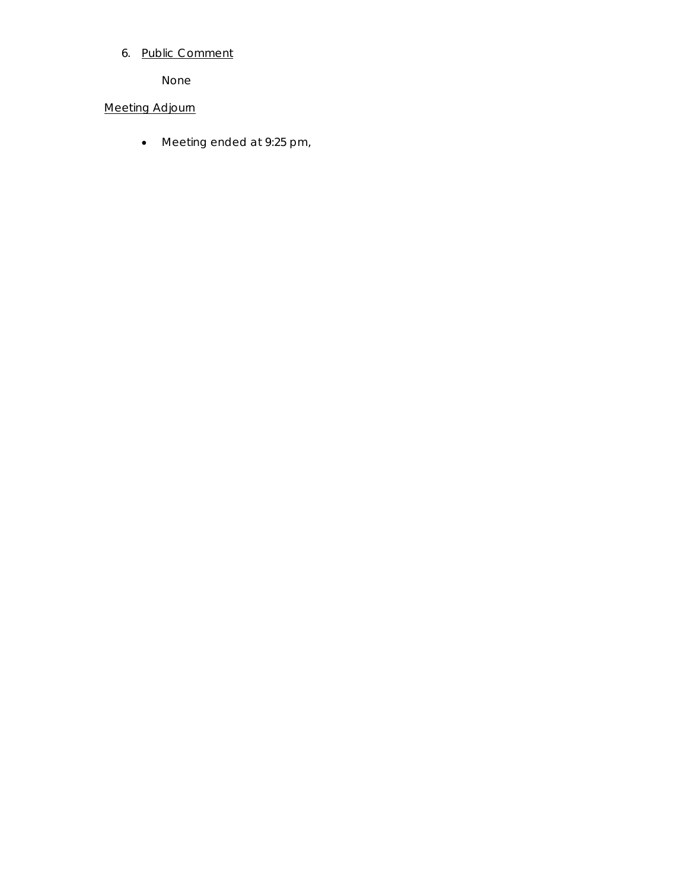6. <u>Public Comment</u>

   None

<u>Meeting Adjourn</u>

- Meeting ended at 9:25 pm,